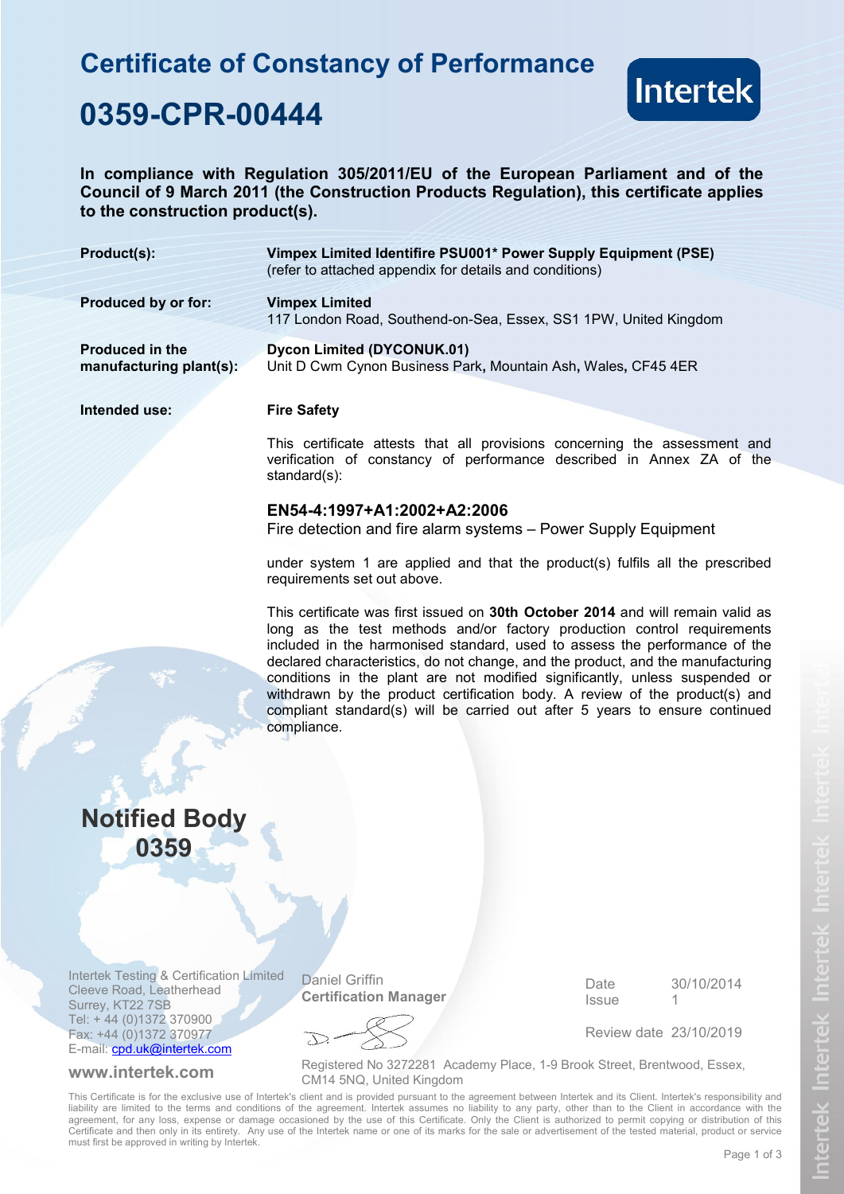# Certificate of Constancy of Performance

# 0359-CPR-00444

Intertek

**In compliance with Regulation 305/2011/EU of the European Parliament and of the Council of 9 March 2011 (the Construction Products Regulation), this certificate applies to the construction product(s).**

**Product(s):** **Vimpex Limited Identifire PSU001* Power Supply Equipment (PSE)**
(refer to attached appendix for details and conditions)

**Produced by or for:** **Vimpex Limited**
117 London Road, Southend-on-Sea, Essex, SS1 1PW, United Kingdom

**Produced in the manufacturing plant(s):** **Dycon Limited (DYCONUK.01)**
Unit D Cwm Cynon Business Park, Mountain Ash, Wales, CF45 4ER

**Intended use:** **Fire Safety**

This certificate attests that all provisions concerning the assessment and verification of constancy of performance described in Annex ZA of the standard(s):

### EN54-4:1997+A1:2002+A2:2006

Fire detection and fire alarm systems – Power Supply Equipment

under system 1 are applied and that the product(s) fulfils all the prescribed requirements set out above.

This certificate was first issued on **30th October 2014** and will remain valid as long as the test methods and/or factory production control requirements included in the harmonised standard, used to assess the performance of the declared characteristics, do not change, and the product, and the manufacturing conditions in the plant are not modified significantly, unless suspended or withdrawn by the product certification body. A review of the product(s) and compliant standard(s) will be carried out after 5 years to ensure continued compliance.

## Notified Body 0359

Intertek Testing & Certification Limited
Cleeve Road, Leatherhead
Surrey, KT22 7SB
Tel: + 44 (0)1372 370900
Fax: +44 (0)1372 370977
E-mail: cpd.uk@intertek.com

www.intertek.com

Daniel Griffin
**Certification Manager**

| Date | 30/10/2014 |
|---|---|
| Issue | 1 |
| Review date | 23/10/2019 |

Registered No 3272281 Academy Place, 1-9 Brook Street, Brentwood, Essex, CM14 5NQ, United Kingdom

This Certificate is for the exclusive use of Intertek's client and is provided pursuant to the agreement between Intertek and its Client. Intertek's responsibility and liability are limited to the terms and conditions of the agreement. Intertek assumes no liability to any party, other than to the Client in accordance with the agreement, for any loss, expense or damage occasioned by the use of this Certificate. Only the Client is authorized to permit copying or distribution of this Certificate and then only in its entirety. Any use of the Intertek name or one of its marks for the sale or advertisement of the tested material, product or service must first be approved in writing by Intertek.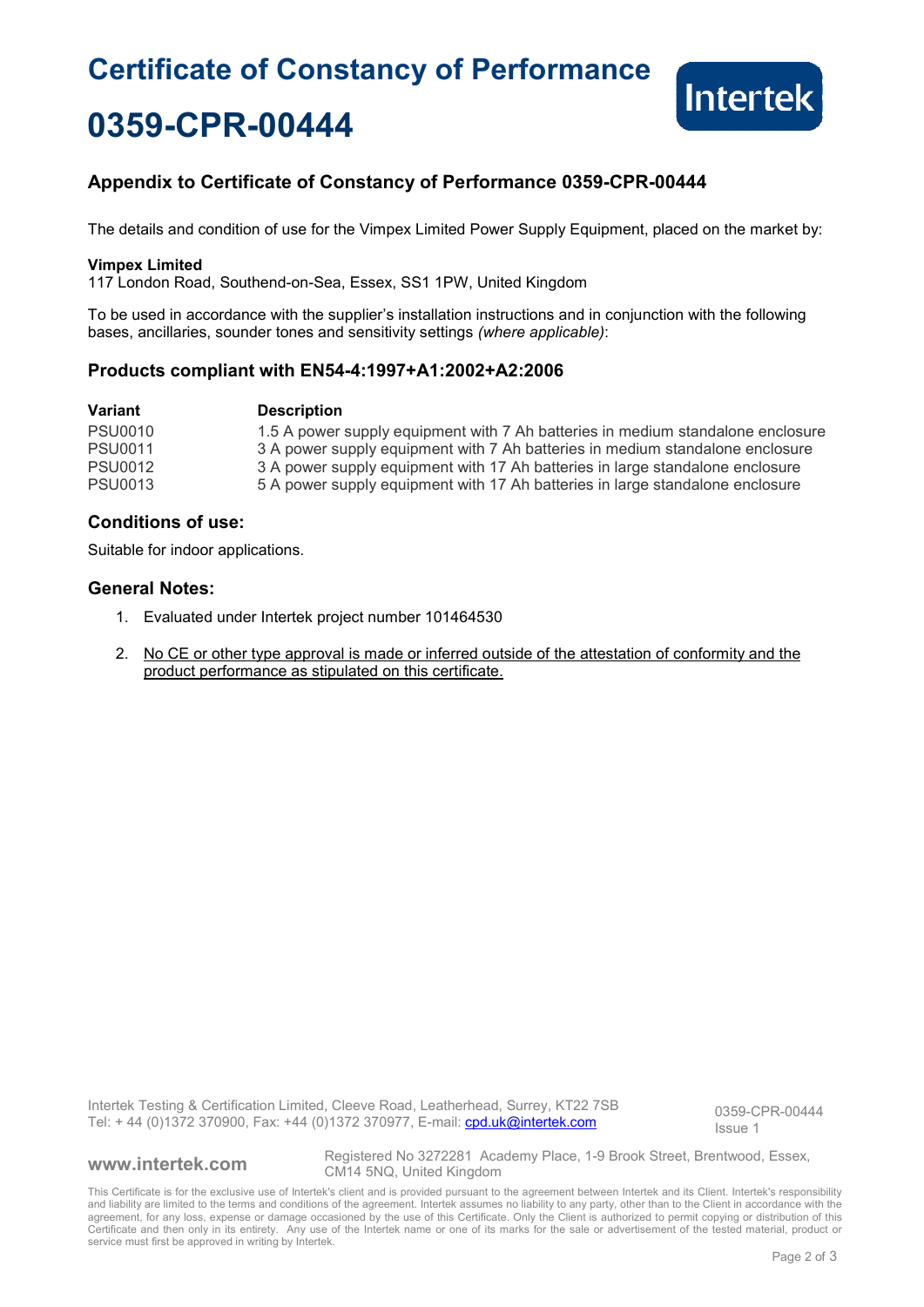# Certificate of Constancy of Performance

# 0359-CPR-00444

## Appendix to Certificate of Constancy of Performance 0359-CPR-00444

The details and condition of use for the Vimpex Limited Power Supply Equipment, placed on the market by:

**Vimpex Limited**
117 London Road, Southend-on-Sea, Essex, SS1 1PW, United Kingdom

To be used in accordance with the supplier's installation instructions and in conjunction with the following bases, ancillaries, sounder tones and sensitivity settings *(where applicable)*:

## Products compliant with EN54-4:1997+A1:2002+A2:2006

| Variant | Description |
|---|---|
| PSU0010 | 1.5 A power supply equipment with 7 Ah batteries in medium standalone enclosure |
| PSU0011 | 3 A power supply equipment with 7 Ah batteries in medium standalone enclosure |
| PSU0012 | 3 A power supply equipment with 17 Ah batteries in large standalone enclosure |
| PSU0013 | 5 A power supply equipment with 17 Ah batteries in large standalone enclosure |

## Conditions of use:

Suitable for indoor applications.

## General Notes:

1. Evaluated under Intertek project number 101464530
2. No CE or other type approval is made or inferred outside of the attestation of conformity and the product performance as stipulated on this certificate.

Intertek Testing & Certification Limited, Cleeve Road, Leatherhead, Surrey, KT22 7SB
Tel: + 44 (0)1372 370900, Fax: +44 (0)1372 370977, E-mail: cpd.uk@intertek.com

0359-CPR-00444
Issue 1

www.intertek.com

Registered No 3272281 Academy Place, 1-9 Brook Street, Brentwood, Essex, CM14 5NQ, United Kingdom

This Certificate is for the exclusive use of Intertek's client and is provided pursuant to the agreement between Intertek and its Client. Intertek's responsibility and liability are limited to the terms and conditions of the agreement. Intertek assumes no liability to any party, other than to the Client in accordance with the agreement, for any loss, expense or damage occasioned by the use of this Certificate. Only the Client is authorized to permit copying or distribution of this Certificate and then only in its entirety. Any use of the Intertek name or one of its marks for the sale or advertisement of the tested material, product or service must first be approved in writing by Intertek.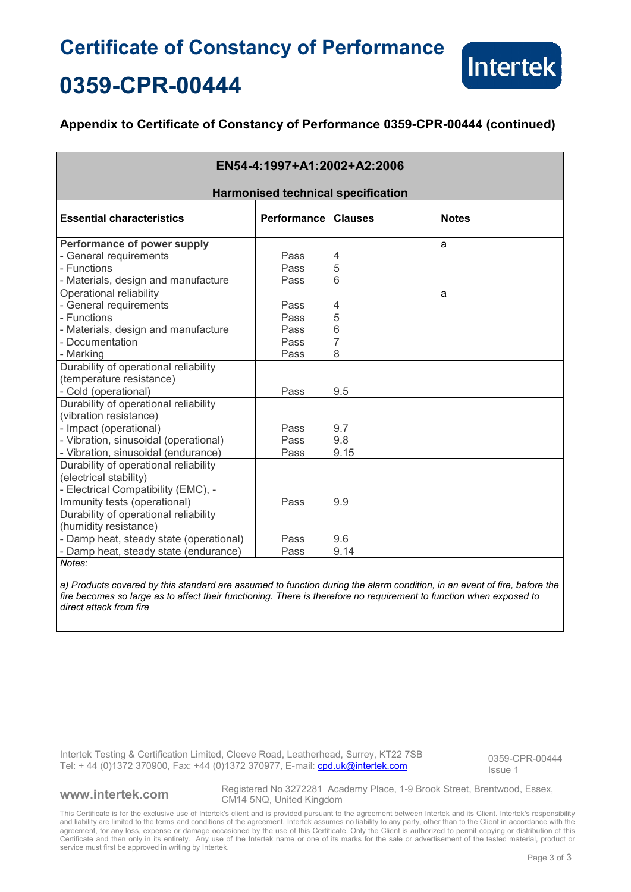# Certificate of Constancy of Performance

# 0359-CPR-00444

## Appendix to Certificate of Constancy of Performance 0359-CPR-00444 (continued)

**EN54-4:1997+A1:2002+A2:2006**

**Harmonised technical specification**

| **Essential characteristics** | **Performance** | **Clauses** | **Notes** |
|---|---|---|---|
| **Performance of power supply** | | | a |
| - General requirements | Pass | 4 | |
| - Functions | Pass | 5 | |
| - Materials, design and manufacture | Pass | 6 | |
| Operational reliability | | | a |
| - General requirements | Pass | 4 | |
| - Functions | Pass | 5 | |
| - Materials, design and manufacture | Pass | 6 | |
| - Documentation | Pass | 7 | |
| - Marking | Pass | 8 | |
| Durability of operational reliability (temperature resistance) | | | |
| - Cold (operational) | Pass | 9.5 | |
| Durability of operational reliability (vibration resistance) | | | |
| - Impact (operational) | Pass | 9.7 | |
| - Vibration, sinusoidal (operational) | Pass | 9.8 | |
| - Vibration, sinusoidal (endurance) | Pass | 9.15 | |
| Durability of operational reliability (electrical stability) | | | |
| - Electrical Compatibility (EMC), - Immunity tests (operational) | Pass | 9.9 | |
| Durability of operational reliability (humidity resistance) | | | |
| - Damp heat, steady state (operational) | Pass | 9.6 | |
| - Damp heat, steady state (endurance) | Pass | 9.14 | |

*Notes:*

*a) Products covered by this standard are assumed to function during the alarm condition, in an event of fire, before the fire becomes so large as to affect their functioning. There is therefore no requirement to function when exposed to direct attack from fire*

Intertek Testing & Certification Limited, Cleeve Road, Leatherhead, Surrey, KT22 7SB
Tel: + 44 (0)1372 370900, Fax: +44 (0)1372 370977, E-mail: cpd.uk@intertek.com

0359-CPR-00444
Issue 1

www.intertek.com

Registered No 3272281 Academy Place, 1-9 Brook Street, Brentwood, Essex, CM14 5NQ, United Kingdom

This Certificate is for the exclusive use of Intertek's client and is provided pursuant to the agreement between Intertek and its Client. Intertek's responsibility and liability are limited to the terms and conditions of the agreement. Intertek assumes no liability to any party, other than to the Client in accordance with the agreement, for any loss, expense or damage occasioned by the use of this Certificate. Only the Client is authorized to permit copying or distribution of this Certificate and then only in its entirety. Any use of the Intertek name or one of its marks for the sale or advertisement of the tested material, product or service must first be approved in writing by Intertek.